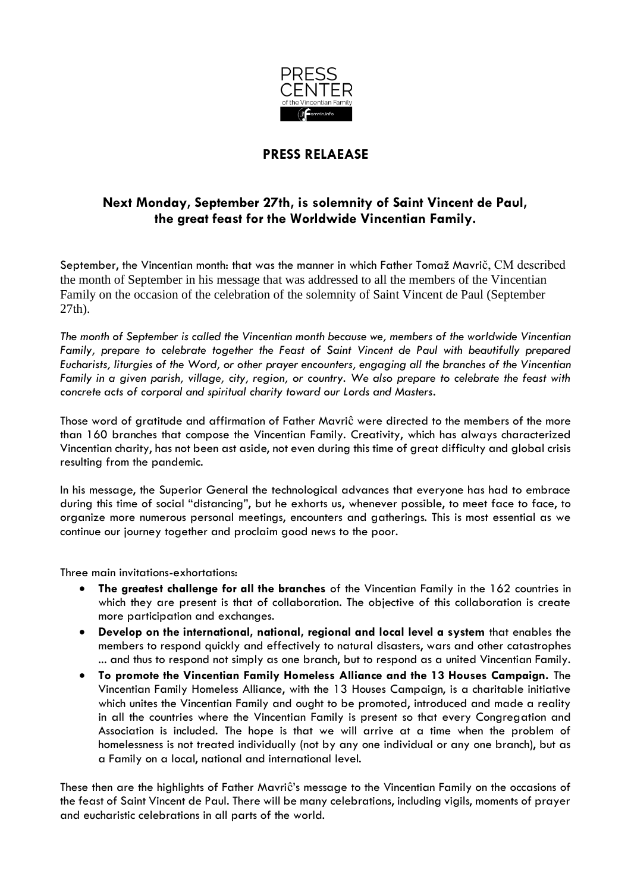PRESS CENTER of the Vincentian Family

famvin.info

## PRESS RELAEASE

### Next Monday, September 27th, is solemnity of Saint Vincent de Paul, the great feast for the Worldwide Vincentian Family.

September, the Vincentian month: that was the manner in which Father Tomaž Mavrič, CM described the month of September in his message that was addressed to all the members of the Vincentian Family on the occasion of the celebration of the solemnity of Saint Vincent de Paul (September 27th).

*The month of September is called the Vincentian month because we, members of the worldwide Vincentian Family, prepare to celebrate together the Feast of Saint Vincent de Paul with beautifully prepared Eucharists, liturgies of the Word, or other prayer encounters, engaging all the branches of the Vincentian Family in a given parish, village, city, region, or country. We also prepare to celebrate the feast with concrete acts of corporal and spiritual charity toward our Lords and Masters.*

Those word of gratitude and affirmation of Father Mavriĉ were directed to the members of the more than 160 branches that compose the Vincentian Family. Creativity, which has always characterized Vincentian charity, has not been ast aside, not even during this time of great difficulty and global crisis resulting from the pandemic.

In his message, the Superior General the technological advances that everyone has had to embrace during this time of social "distancing", but he exhorts us, whenever possible, to meet face to face, to organize more numerous personal meetings, encounters and gatherings. This is most essential as we continue our journey together and proclaim good news to the poor.

Three main invitations-exhortations:

- **The greatest challenge for all the branches** of the Vincentian Family in the 162 countries in which they are present is that of collaboration. The objective of this collaboration is create more participation and exchanges.
- **Develop on the international, national, regional and local level a system** that enables the members to respond quickly and effectively to natural disasters, wars and other catastrophes ... and thus to respond not simply as one branch, but to respond as a united Vincentian Family.
- **To promote the Vincentian Family Homeless Alliance and the 13 Houses Campaign.** The Vincentian Family Homeless Alliance, with the 13 Houses Campaign, is a charitable initiative which unites the Vincentian Family and ought to be promoted, introduced and made a reality in all the countries where the Vincentian Family is present so that every Congregation and Association is included. The hope is that we will arrive at a time when the problem of homelessness is not treated individually (not by any one individual or any one branch), but as a Family on a local, national and international level.

These then are the highlights of Father Mavriĉ's message to the Vincentian Family on the occasions of the feast of Saint Vincent de Paul. There will be many celebrations, including vigils, moments of prayer and eucharistic celebrations in all parts of the world.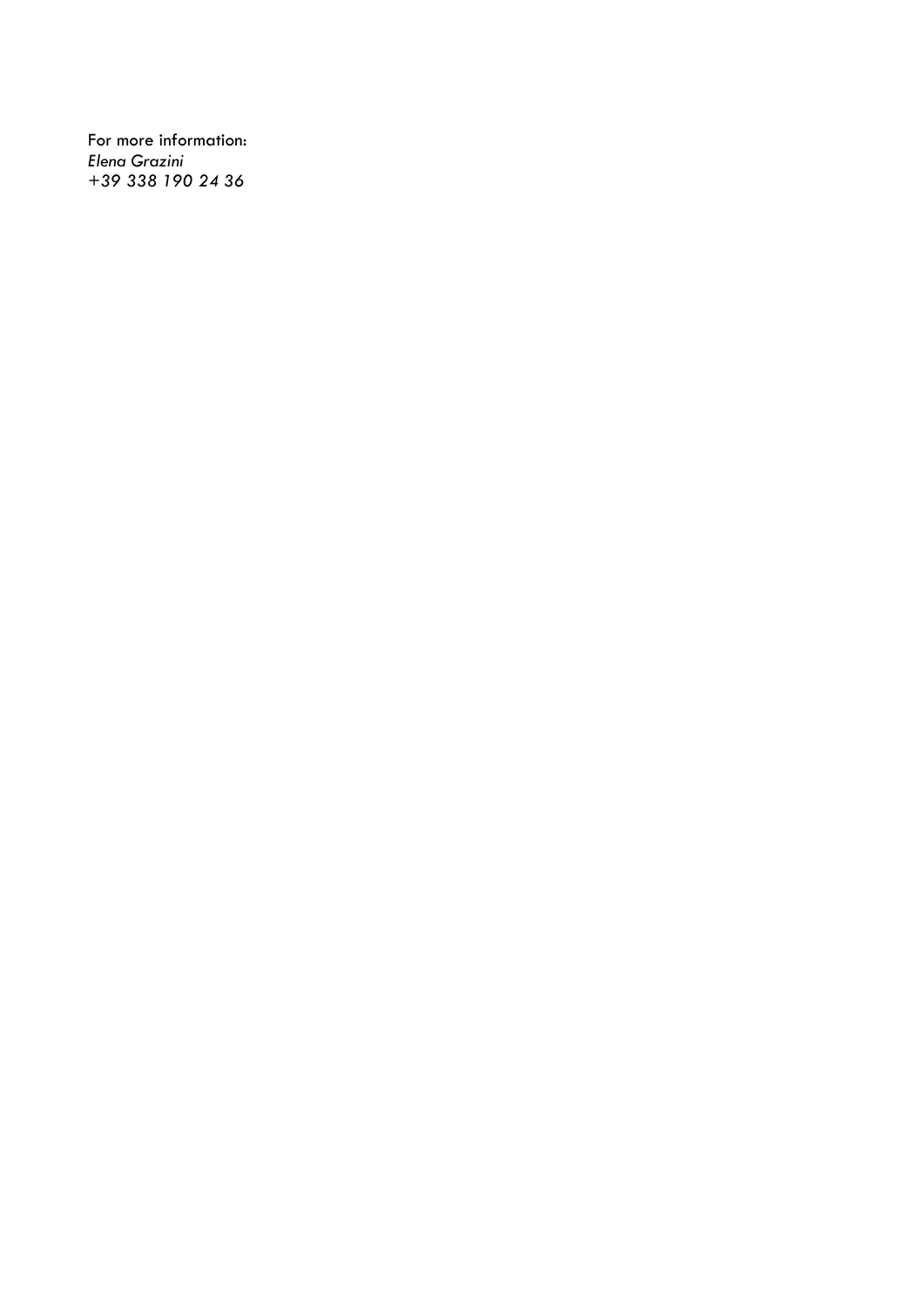For more information:
*Elena Grazini*
*+39 338 190 24 36*